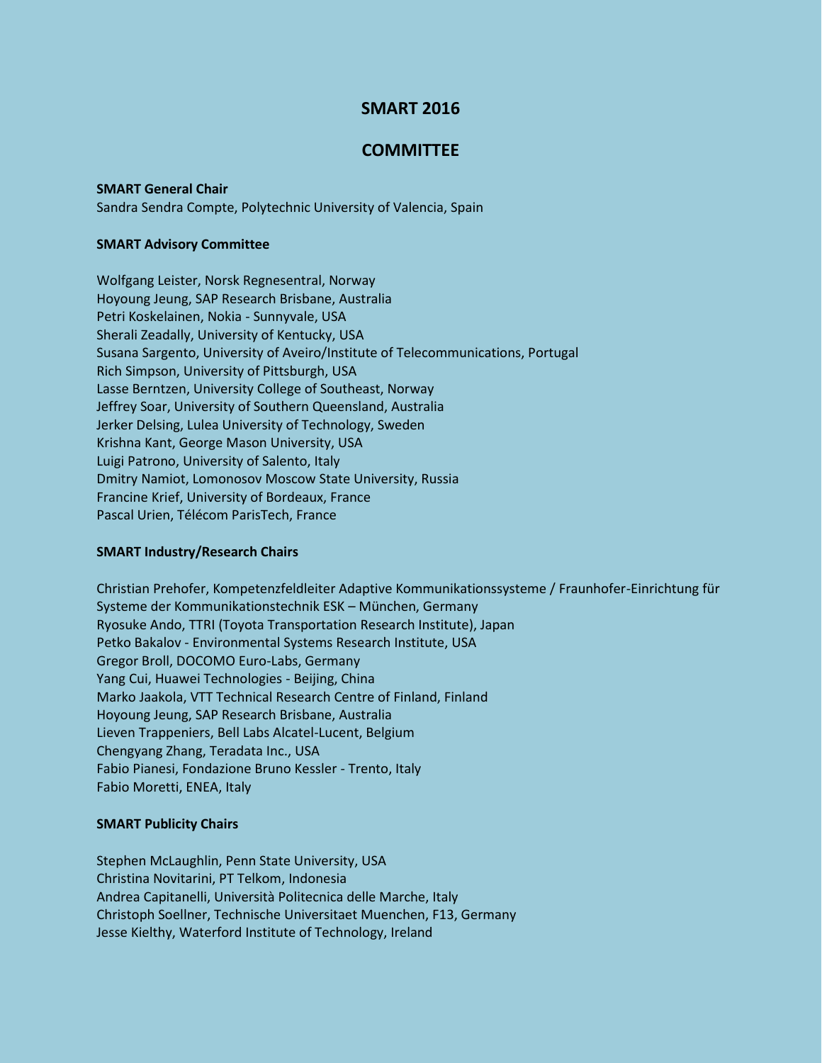# SMART 2016

# COMMITTEE

**SMART General Chair**

Sandra Sendra Compte, Polytechnic University of Valencia, Spain

**SMART Advisory Committee**

Wolfgang Leister, Norsk Regnesentral, Norway
Hoyoung Jeung, SAP Research Brisbane, Australia
Petri Koskelainen, Nokia - Sunnyvale, USA
Sherali Zeadally, University of Kentucky, USA
Susana Sargento, University of Aveiro/Institute of Telecommunications, Portugal
Rich Simpson, University of Pittsburgh, USA
Lasse Berntzen, University College of Southeast, Norway
Jeffrey Soar, University of Southern Queensland, Australia
Jerker Delsing, Lulea University of Technology, Sweden
Krishna Kant, George Mason University, USA
Luigi Patrono, University of Salento, Italy
Dmitry Namiot, Lomonosov Moscow State University, Russia
Francine Krief, University of Bordeaux, France
Pascal Urien, Télécom ParisTech, France

**SMART Industry/Research Chairs**

Christian Prehofer, Kompetenzfeldleiter Adaptive Kommunikationssysteme / Fraunhofer-Einrichtung für Systeme der Kommunikationstechnik ESK – München, Germany
Ryosuke Ando, TTRI (Toyota Transportation Research Institute), Japan
Petko Bakalov - Environmental Systems Research Institute, USA
Gregor Broll, DOCOMO Euro-Labs, Germany
Yang Cui, Huawei Technologies - Beijing, China
Marko Jaakola, VTT Technical Research Centre of Finland, Finland
Hoyoung Jeung, SAP Research Brisbane, Australia
Lieven Trappeniers, Bell Labs Alcatel-Lucent, Belgium
Chengyang Zhang, Teradata Inc., USA
Fabio Pianesi, Fondazione Bruno Kessler - Trento, Italy
Fabio Moretti, ENEA, Italy

**SMART Publicity Chairs**

Stephen McLaughlin, Penn State University, USA
Christina Novitarini, PT Telkom, Indonesia
Andrea Capitanelli, Università Politecnica delle Marche, Italy
Christoph Soellner, Technische Universitaet Muenchen, F13, Germany
Jesse Kielthy, Waterford Institute of Technology, Ireland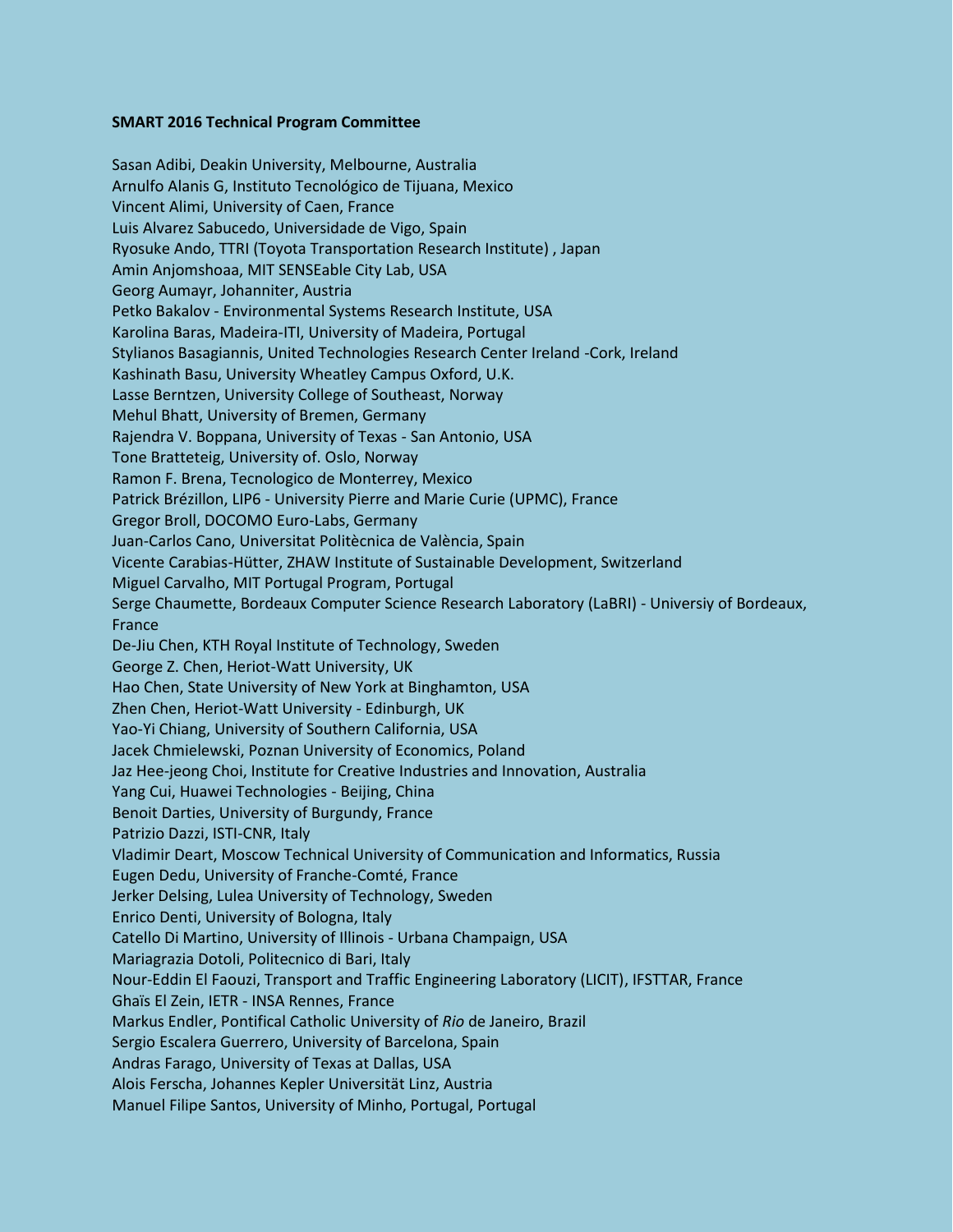**SMART 2016 Technical Program Committee**

Sasan Adibi, Deakin University, Melbourne, Australia
Arnulfo Alanis G, Instituto Tecnológico de Tijuana, Mexico
Vincent Alimi, University of Caen, France
Luis Alvarez Sabucedo, Universidade de Vigo, Spain
Ryosuke Ando, TTRI (Toyota Transportation Research Institute) , Japan
Amin Anjomshoaa, MIT SENSEable City Lab, USA
Georg Aumayr, Johanniter, Austria
Petko Bakalov - Environmental Systems Research Institute, USA
Karolina Baras, Madeira-ITI, University of Madeira, Portugal
Stylianos Basagiannis, United Technologies Research Center Ireland -Cork, Ireland
Kashinath Basu, University Wheatley Campus Oxford, U.K.
Lasse Berntzen, University College of Southeast, Norway
Mehul Bhatt, University of Bremen, Germany
Rajendra V. Boppana, University of Texas - San Antonio, USA
Tone Bratteteig, University of. Oslo, Norway
Ramon F. Brena, Tecnologico de Monterrey, Mexico
Patrick Brézillon, LIP6 - University Pierre and Marie Curie (UPMC), France
Gregor Broll, DOCOMO Euro-Labs, Germany
Juan-Carlos Cano, Universitat Politècnica de València, Spain
Vicente Carabias-Hütter, ZHAW Institute of Sustainable Development, Switzerland
Miguel Carvalho, MIT Portugal Program, Portugal
Serge Chaumette, Bordeaux Computer Science Research Laboratory (LaBRI) - Universiy of Bordeaux, France
De-Jiu Chen, KTH Royal Institute of Technology, Sweden
George Z. Chen, Heriot-Watt University, UK
Hao Chen, State University of New York at Binghamton, USA
Zhen Chen, Heriot-Watt University - Edinburgh, UK
Yao-Yi Chiang, University of Southern California, USA
Jacek Chmielewski, Poznan University of Economics, Poland
Jaz Hee-jeong Choi, Institute for Creative Industries and Innovation, Australia
Yang Cui, Huawei Technologies - Beijing, China
Benoit Darties, University of Burgundy, France
Patrizio Dazzi, ISTI-CNR, Italy
Vladimir Deart, Moscow Technical University of Communication and Informatics, Russia
Eugen Dedu, University of Franche-Comté, France
Jerker Delsing, Lulea University of Technology, Sweden
Enrico Denti, University of Bologna, Italy
Catello Di Martino, University of Illinois - Urbana Champaign, USA
Mariagrazia Dotoli, Politecnico di Bari, Italy
Nour-Eddin El Faouzi, Transport and Traffic Engineering Laboratory (LICIT), IFSTTAR, France
Ghaïs El Zein, IETR - INSA Rennes, France
Markus Endler, Pontifical Catholic University of *Rio* de Janeiro, Brazil
Sergio Escalera Guerrero, University of Barcelona, Spain
Andras Farago, University of Texas at Dallas, USA
Alois Ferscha, Johannes Kepler Universität Linz, Austria
Manuel Filipe Santos, University of Minho, Portugal, Portugal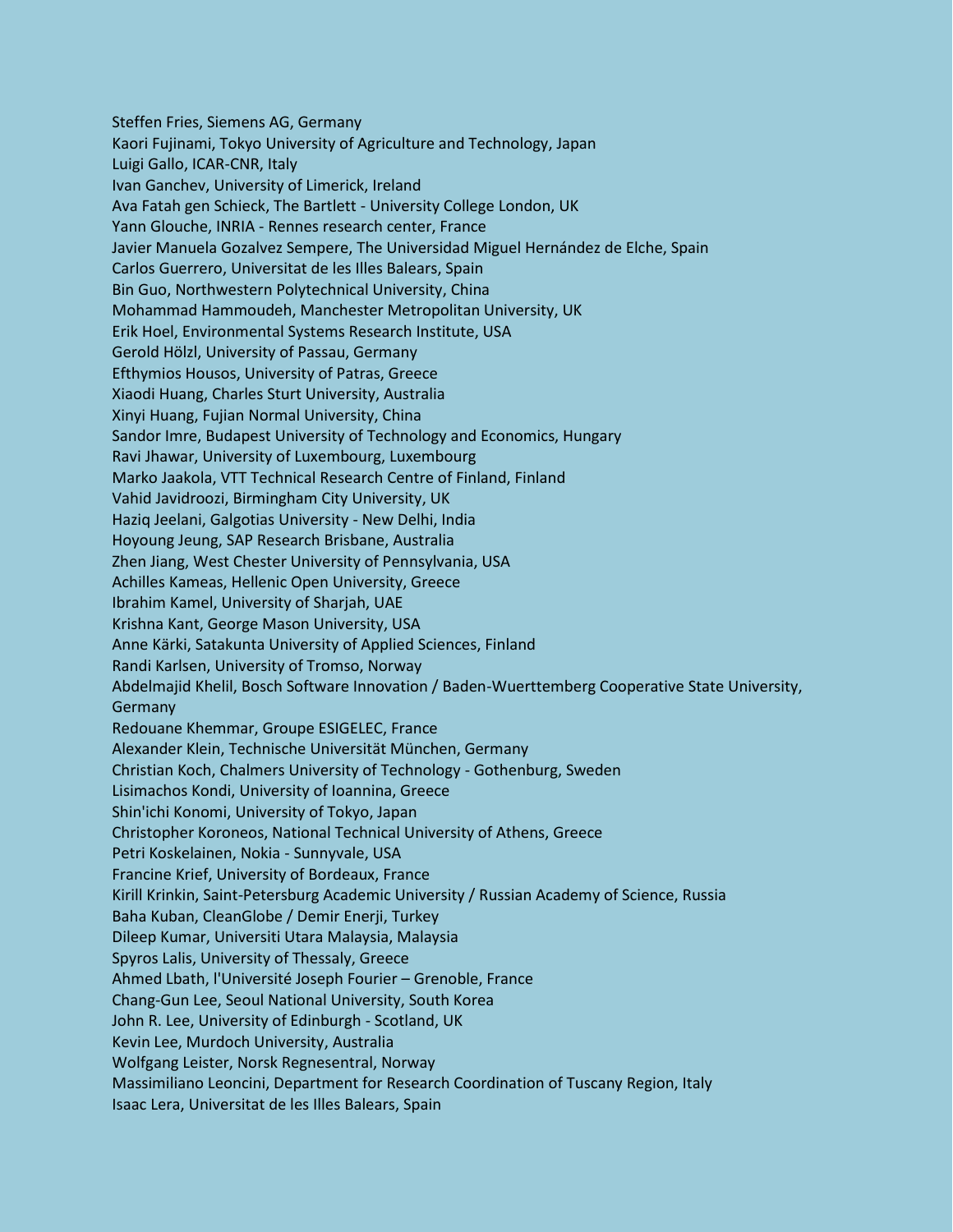Steffen Fries, Siemens AG, Germany
Kaori Fujinami, Tokyo University of Agriculture and Technology, Japan
Luigi Gallo, ICAR-CNR, Italy
Ivan Ganchev, University of Limerick, Ireland
Ava Fatah gen Schieck, The Bartlett - University College London, UK
Yann Glouche, INRIA - Rennes research center, France
Javier Manuela Gozalvez Sempere, The Universidad Miguel Hernández de Elche, Spain
Carlos Guerrero, Universitat de les Illes Balears, Spain
Bin Guo, Northwestern Polytechnical University, China
Mohammad Hammoudeh, Manchester Metropolitan University, UK
Erik Hoel, Environmental Systems Research Institute, USA
Gerold Hölzl, University of Passau, Germany
Efthymios Housos, University of Patras, Greece
Xiaodi Huang, Charles Sturt University, Australia
Xinyi Huang, Fujian Normal University, China
Sandor Imre, Budapest University of Technology and Economics, Hungary
Ravi Jhawar, University of Luxembourg, Luxembourg
Marko Jaakola, VTT Technical Research Centre of Finland, Finland
Vahid Javidroozi, Birmingham City University, UK
Haziq Jeelani, Galgotias University - New Delhi, India
Hoyoung Jeung, SAP Research Brisbane, Australia
Zhen Jiang, West Chester University of Pennsylvania, USA
Achilles Kameas, Hellenic Open University, Greece
Ibrahim Kamel, University of Sharjah, UAE
Krishna Kant, George Mason University, USA
Anne Kärki, Satakunta University of Applied Sciences, Finland
Randi Karlsen, University of Tromso, Norway
Abdelmajid Khelil, Bosch Software Innovation / Baden-Wuerttemberg Cooperative State University, Germany
Redouane Khemmar, Groupe ESIGELEC, France
Alexander Klein, Technische Universität München, Germany
Christian Koch, Chalmers University of Technology - Gothenburg, Sweden
Lisimachos Kondi, University of Ioannina, Greece
Shin'ichi Konomi, University of Tokyo, Japan
Christopher Koroneos, National Technical University of Athens, Greece
Petri Koskelainen, Nokia - Sunnyvale, USA
Francine Krief, University of Bordeaux, France
Kirill Krinkin, Saint-Petersburg Academic University / Russian Academy of Science, Russia
Baha Kuban, CleanGlobe / Demir Enerji, Turkey
Dileep Kumar, Universiti Utara Malaysia, Malaysia
Spyros Lalis, University of Thessaly, Greece
Ahmed Lbath, l'Université Joseph Fourier – Grenoble, France
Chang-Gun Lee, Seoul National University, South Korea
John R. Lee, University of Edinburgh - Scotland, UK
Kevin Lee, Murdoch University, Australia
Wolfgang Leister, Norsk Regnesentral, Norway
Massimiliano Leoncini, Department for Research Coordination of Tuscany Region, Italy
Isaac Lera, Universitat de les Illes Balears, Spain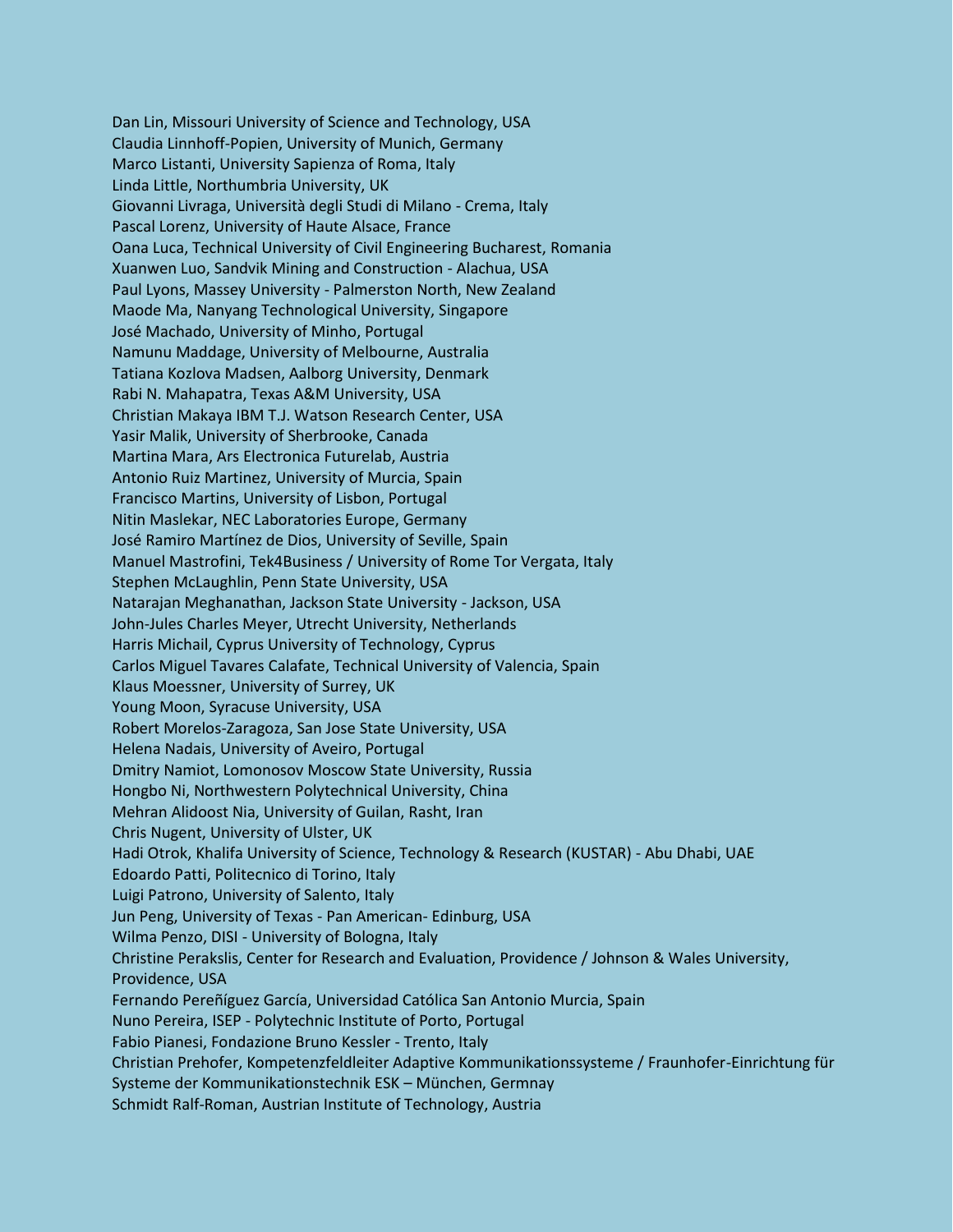Dan Lin, Missouri University of Science and Technology, USA
Claudia Linnhoff-Popien, University of Munich, Germany
Marco Listanti, University Sapienza of Roma, Italy
Linda Little, Northumbria University, UK
Giovanni Livraga, Università degli Studi di Milano - Crema, Italy
Pascal Lorenz, University of Haute Alsace, France
Oana Luca, Technical University of Civil Engineering Bucharest, Romania
Xuanwen Luo, Sandvik Mining and Construction - Alachua, USA
Paul Lyons, Massey University - Palmerston North, New Zealand
Maode Ma, Nanyang Technological University, Singapore
José Machado, University of Minho, Portugal
Namunu Maddage, University of Melbourne, Australia
Tatiana Kozlova Madsen, Aalborg University, Denmark
Rabi N. Mahapatra, Texas A&M University, USA
Christian Makaya IBM T.J. Watson Research Center, USA
Yasir Malik, University of Sherbrooke, Canada
Martina Mara, Ars Electronica Futurelab, Austria
Antonio Ruiz Martinez, University of Murcia, Spain
Francisco Martins, University of Lisbon, Portugal
Nitin Maslekar, NEC Laboratories Europe, Germany
José Ramiro Martínez de Dios, University of Seville, Spain
Manuel Mastrofini, Tek4Business / University of Rome Tor Vergata, Italy
Stephen McLaughlin, Penn State University, USA
Natarajan Meghanathan, Jackson State University - Jackson, USA
John-Jules Charles Meyer, Utrecht University, Netherlands
Harris Michail, Cyprus University of Technology, Cyprus
Carlos Miguel Tavares Calafate, Technical University of Valencia, Spain
Klaus Moessner, University of Surrey, UK
Young Moon, Syracuse University, USA
Robert Morelos-Zaragoza, San Jose State University, USA
Helena Nadais, University of Aveiro, Portugal
Dmitry Namiot, Lomonosov Moscow State University, Russia
Hongbo Ni, Northwestern Polytechnical University, China
Mehran Alidoost Nia, University of Guilan, Rasht, Iran
Chris Nugent, University of Ulster, UK
Hadi Otrok, Khalifa University of Science, Technology & Research (KUSTAR) - Abu Dhabi, UAE
Edoardo Patti, Politecnico di Torino, Italy
Luigi Patrono, University of Salento, Italy
Jun Peng, University of Texas - Pan American- Edinburg, USA
Wilma Penzo, DISI - University of Bologna, Italy
Christine Perakslis, Center for Research and Evaluation, Providence / Johnson & Wales University, Providence, USA
Fernando Pereñíguez García, Universidad Católica San Antonio Murcia, Spain
Nuno Pereira, ISEP - Polytechnic Institute of Porto, Portugal
Fabio Pianesi, Fondazione Bruno Kessler - Trento, Italy
Christian Prehofer, Kompetenzfeldleiter Adaptive Kommunikationssysteme / Fraunhofer-Einrichtung für Systeme der Kommunikationstechnik ESK – München, Germnay
Schmidt Ralf-Roman, Austrian Institute of Technology, Austria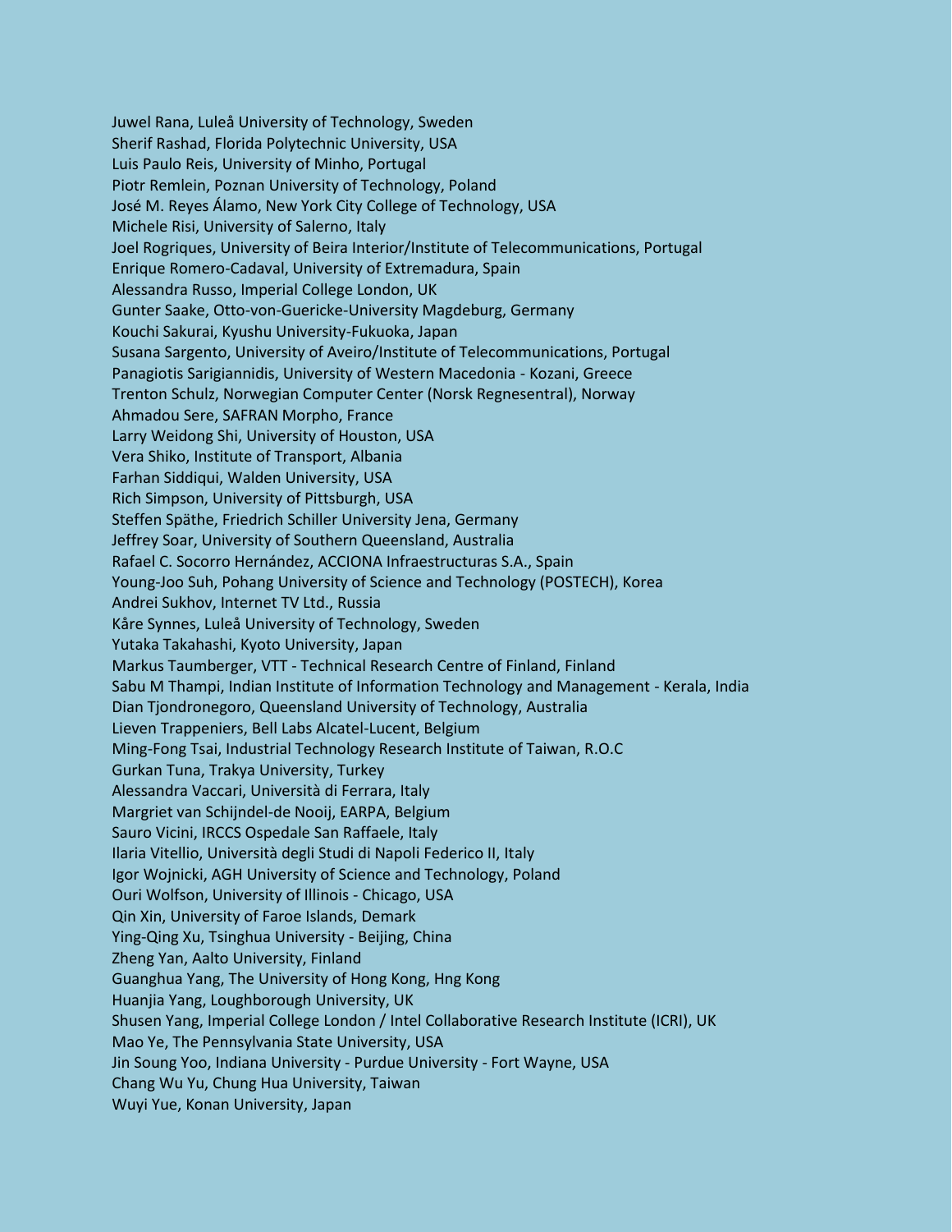Juwel Rana, Luleå University of Technology, Sweden
Sherif Rashad, Florida Polytechnic University, USA
Luis Paulo Reis, University of Minho, Portugal
Piotr Remlein, Poznan University of Technology, Poland
José M. Reyes Álamo, New York City College of Technology, USA
Michele Risi, University of Salerno, Italy
Joel Rogriques, University of Beira Interior/Institute of Telecommunications, Portugal
Enrique Romero-Cadaval, University of Extremadura, Spain
Alessandra Russo, Imperial College London, UK
Gunter Saake, Otto-von-Guericke-University Magdeburg, Germany
Kouchi Sakurai, Kyushu University-Fukuoka, Japan
Susana Sargento, University of Aveiro/Institute of Telecommunications, Portugal
Panagiotis Sarigiannidis, University of Western Macedonia - Kozani, Greece
Trenton Schulz, Norwegian Computer Center (Norsk Regnesentral), Norway
Ahmadou Sere, SAFRAN Morpho, France
Larry Weidong Shi, University of Houston, USA
Vera Shiko, Institute of Transport, Albania
Farhan Siddiqui, Walden University, USA
Rich Simpson, University of Pittsburgh, USA
Steffen Späthe, Friedrich Schiller University Jena, Germany
Jeffrey Soar, University of Southern Queensland, Australia
Rafael C. Socorro Hernández, ACCIONA Infraestructuras S.A., Spain
Young-Joo Suh, Pohang University of Science and Technology (POSTECH), Korea
Andrei Sukhov, Internet TV Ltd., Russia
Kåre Synnes, Luleå University of Technology, Sweden
Yutaka Takahashi, Kyoto University, Japan
Markus Taumberger, VTT - Technical Research Centre of Finland, Finland
Sabu M Thampi, Indian Institute of Information Technology and Management - Kerala, India
Dian Tjondronegoro, Queensland University of Technology, Australia
Lieven Trappeniers, Bell Labs Alcatel-Lucent, Belgium
Ming-Fong Tsai, Industrial Technology Research Institute of Taiwan, R.O.C
Gurkan Tuna, Trakya University, Turkey
Alessandra Vaccari, Università di Ferrara, Italy
Margriet van Schijndel-de Nooij, EARPA, Belgium
Sauro Vicini, IRCCS Ospedale San Raffaele, Italy
Ilaria Vitellio, Università degli Studi di Napoli Federico II, Italy
Igor Wojnicki, AGH University of Science and Technology, Poland
Ouri Wolfson, University of Illinois - Chicago, USA
Qin Xin, University of Faroe Islands, Demark
Ying-Qing Xu, Tsinghua University - Beijing, China
Zheng Yan, Aalto University, Finland
Guanghua Yang, The University of Hong Kong, Hng Kong
Huanjia Yang, Loughborough University, UK
Shusen Yang, Imperial College London / Intel Collaborative Research Institute (ICRI), UK
Mao Ye, The Pennsylvania State University, USA
Jin Soung Yoo, Indiana University - Purdue University - Fort Wayne, USA
Chang Wu Yu, Chung Hua University, Taiwan
Wuyi Yue, Konan University, Japan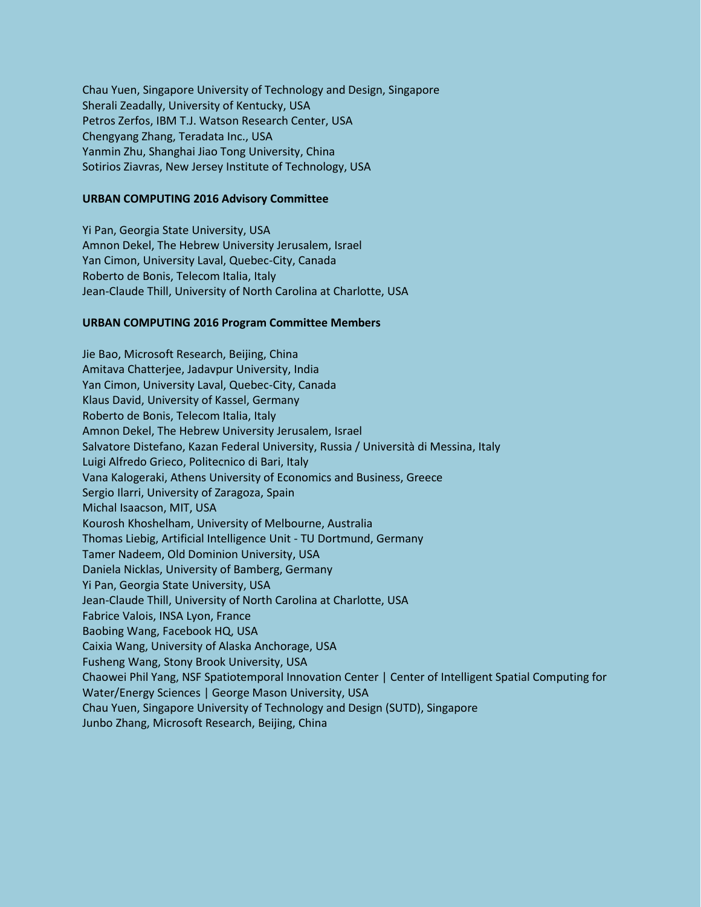Chau Yuen, Singapore University of Technology and Design, Singapore
Sherali Zeadally, University of Kentucky, USA
Petros Zerfos, IBM T.J. Watson Research Center, USA
Chengyang Zhang, Teradata Inc., USA
Yanmin Zhu, Shanghai Jiao Tong University, China
Sotirios Ziavras, New Jersey Institute of Technology, USA

**URBAN COMPUTING 2016 Advisory Committee**

Yi Pan, Georgia State University, USA
Amnon Dekel, The Hebrew University Jerusalem, Israel
Yan Cimon, University Laval, Quebec-City, Canada
Roberto de Bonis, Telecom Italia, Italy
Jean-Claude Thill, University of North Carolina at Charlotte, USA

**URBAN COMPUTING 2016 Program Committee Members**

Jie Bao, Microsoft Research, Beijing, China
Amitava Chatterjee, Jadavpur University, India
Yan Cimon, University Laval, Quebec-City, Canada
Klaus David, University of Kassel, Germany
Roberto de Bonis, Telecom Italia, Italy
Amnon Dekel, The Hebrew University Jerusalem, Israel
Salvatore Distefano, Kazan Federal University, Russia / Università di Messina, Italy
Luigi Alfredo Grieco, Politecnico di Bari, Italy
Vana Kalogeraki, Athens University of Economics and Business, Greece
Sergio Ilarri, University of Zaragoza, Spain
Michal Isaacson, MIT, USA
Kourosh Khoshelham, University of Melbourne, Australia
Thomas Liebig, Artificial Intelligence Unit - TU Dortmund, Germany
Tamer Nadeem, Old Dominion University, USA
Daniela Nicklas, University of Bamberg, Germany
Yi Pan, Georgia State University, USA
Jean-Claude Thill, University of North Carolina at Charlotte, USA
Fabrice Valois, INSA Lyon, France
Baobing Wang, Facebook HQ, USA
Caixia Wang, University of Alaska Anchorage, USA
Fusheng Wang, Stony Brook University, USA
Chaowei Phil Yang, NSF Spatiotemporal Innovation Center | Center of Intelligent Spatial Computing for Water/Energy Sciences | George Mason University, USA
Chau Yuen, Singapore University of Technology and Design (SUTD), Singapore
Junbo Zhang, Microsoft Research, Beijing, China